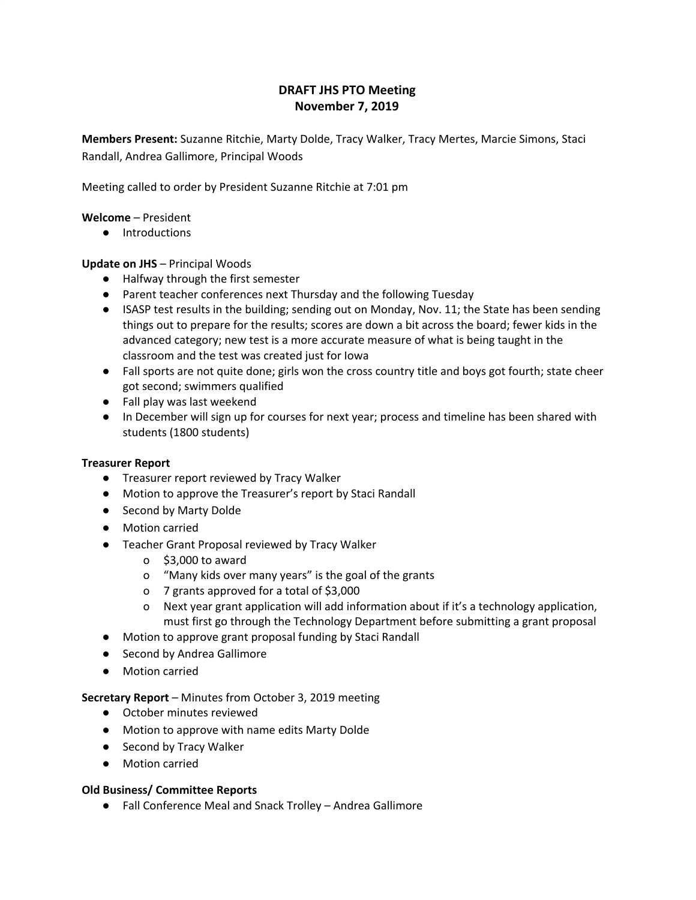# DRAFT JHS PTO Meeting
# November 7, 2019

**Members Present:** Suzanne Ritchie, Marty Dolde, Tracy Walker, Tracy Mertes, Marcie Simons, Staci Randall, Andrea Gallimore, Principal Woods

Meeting called to order by President Suzanne Ritchie at 7:01 pm

**Welcome** – President

- Introductions

**Update on JHS** – Principal Woods

- Halfway through the first semester
- Parent teacher conferences next Thursday and the following Tuesday
- ISASP test results in the building; sending out on Monday, Nov. 11; the State has been sending things out to prepare for the results; scores are down a bit across the board; fewer kids in the advanced category; new test is a more accurate measure of what is being taught in the classroom and the test was created just for Iowa
- Fall sports are not quite done; girls won the cross country title and boys got fourth; state cheer got second; swimmers qualified
- Fall play was last weekend
- In December will sign up for courses for next year; process and timeline has been shared with students (1800 students)

**Treasurer Report**

- Treasurer report reviewed by Tracy Walker
- Motion to approve the Treasurer's report by Staci Randall
- Second by Marty Dolde
- Motion carried
- Teacher Grant Proposal reviewed by Tracy Walker
  - o $3,000 to award
  - o "Many kids over many years" is the goal of the grants
  - o 7 grants approved for a total of $3,000
  - o Next year grant application will add information about if it's a technology application, must first go through the Technology Department before submitting a grant proposal
- Motion to approve grant proposal funding by Staci Randall
- Second by Andrea Gallimore
- Motion carried

**Secretary Report** – Minutes from October 3, 2019 meeting

- October minutes reviewed
- Motion to approve with name edits Marty Dolde
- Second by Tracy Walker
- Motion carried

**Old Business/ Committee Reports**

- Fall Conference Meal and Snack Trolley – Andrea Gallimore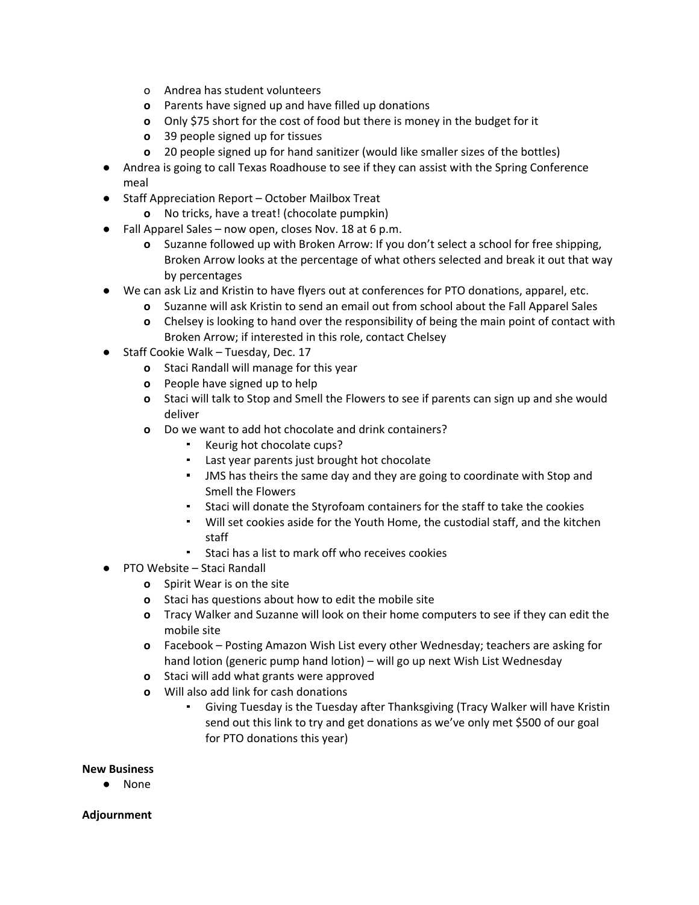- Andrea has student volunteers
    - Parents have signed up and have filled up donations
    - Only $75 short for the cost of food but there is money in the budget for it
    - 39 people signed up for tissues
    - 20 people signed up for hand sanitizer (would like smaller sizes of the bottles)
- Andrea is going to call Texas Roadhouse to see if they can assist with the Spring Conference meal
- Staff Appreciation Report – October Mailbox Treat
    - No tricks, have a treat! (chocolate pumpkin)
- Fall Apparel Sales – now open, closes Nov. 18 at 6 p.m.
    - Suzanne followed up with Broken Arrow: If you don't select a school for free shipping, Broken Arrow looks at the percentage of what others selected and break it out that way by percentages
- We can ask Liz and Kristin to have flyers out at conferences for PTO donations, apparel, etc.
    - Suzanne will ask Kristin to send an email out from school about the Fall Apparel Sales
    - Chelsey is looking to hand over the responsibility of being the main point of contact with Broken Arrow; if interested in this role, contact Chelsey
- Staff Cookie Walk – Tuesday, Dec. 17
    - Staci Randall will manage for this year
    - People have signed up to help
    - Staci will talk to Stop and Smell the Flowers to see if parents can sign up and she would deliver
    - Do we want to add hot chocolate and drink containers?
        - Keurig hot chocolate cups?
        - Last year parents just brought hot chocolate
        - JMS has theirs the same day and they are going to coordinate with Stop and Smell the Flowers
        - Staci will donate the Styrofoam containers for the staff to take the cookies
        - Will set cookies aside for the Youth Home, the custodial staff, and the kitchen staff
        - Staci has a list to mark off who receives cookies
- PTO Website – Staci Randall
    - Spirit Wear is on the site
    - Staci has questions about how to edit the mobile site
    - Tracy Walker and Suzanne will look on their home computers to see if they can edit the mobile site
    - Facebook – Posting Amazon Wish List every other Wednesday; teachers are asking for hand lotion (generic pump hand lotion) – will go up next Wish List Wednesday
    - Staci will add what grants were approved
    - Will also add link for cash donations
        - Giving Tuesday is the Tuesday after Thanksgiving (Tracy Walker will have Kristin send out this link to try and get donations as we've only met $500 of our goal for PTO donations this year)

**New Business**

- None

**Adjournment**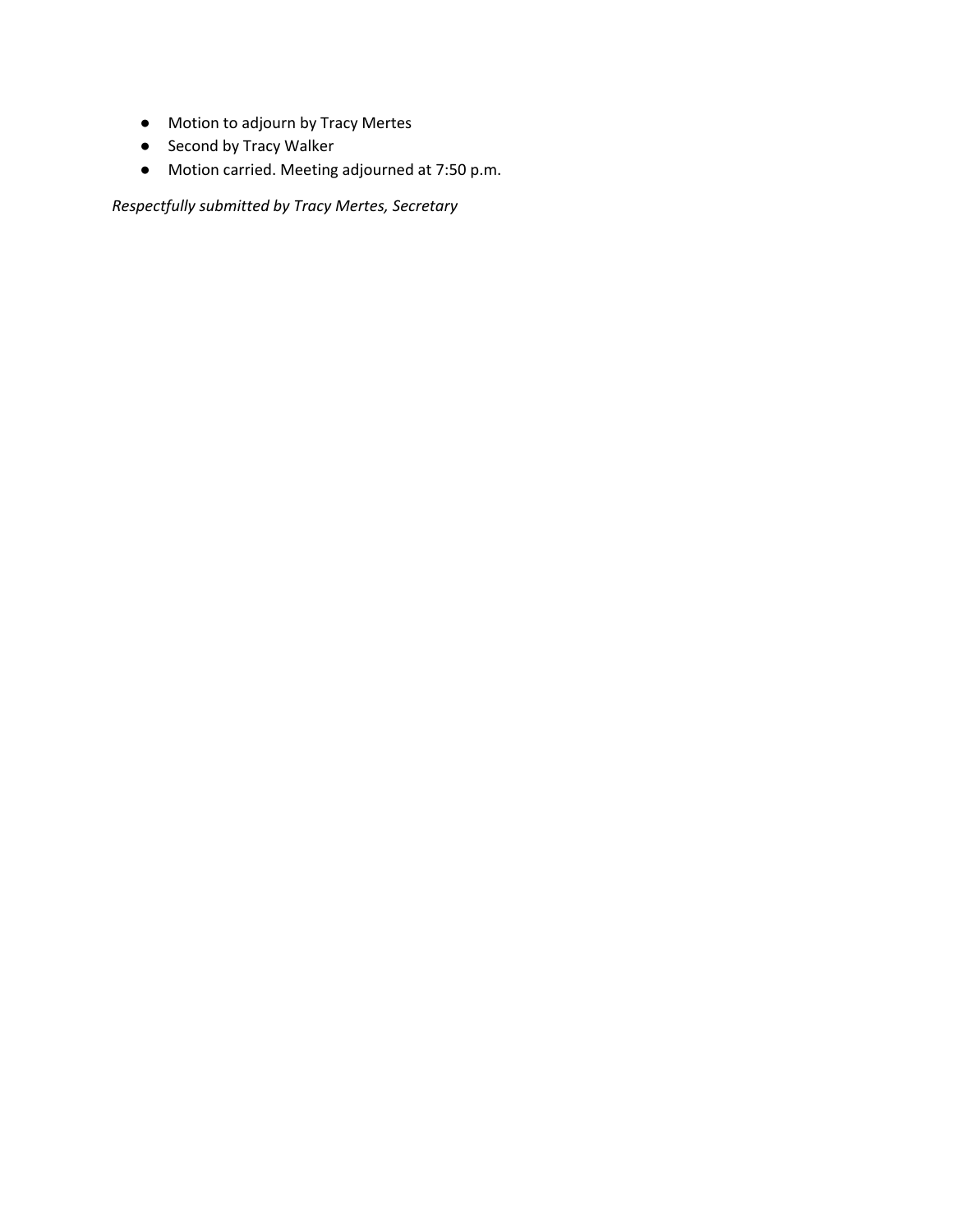- Motion to adjourn by Tracy Mertes
- Second by Tracy Walker
- Motion carried. Meeting adjourned at 7:50 p.m.

*Respectfully submitted by Tracy Mertes, Secretary*